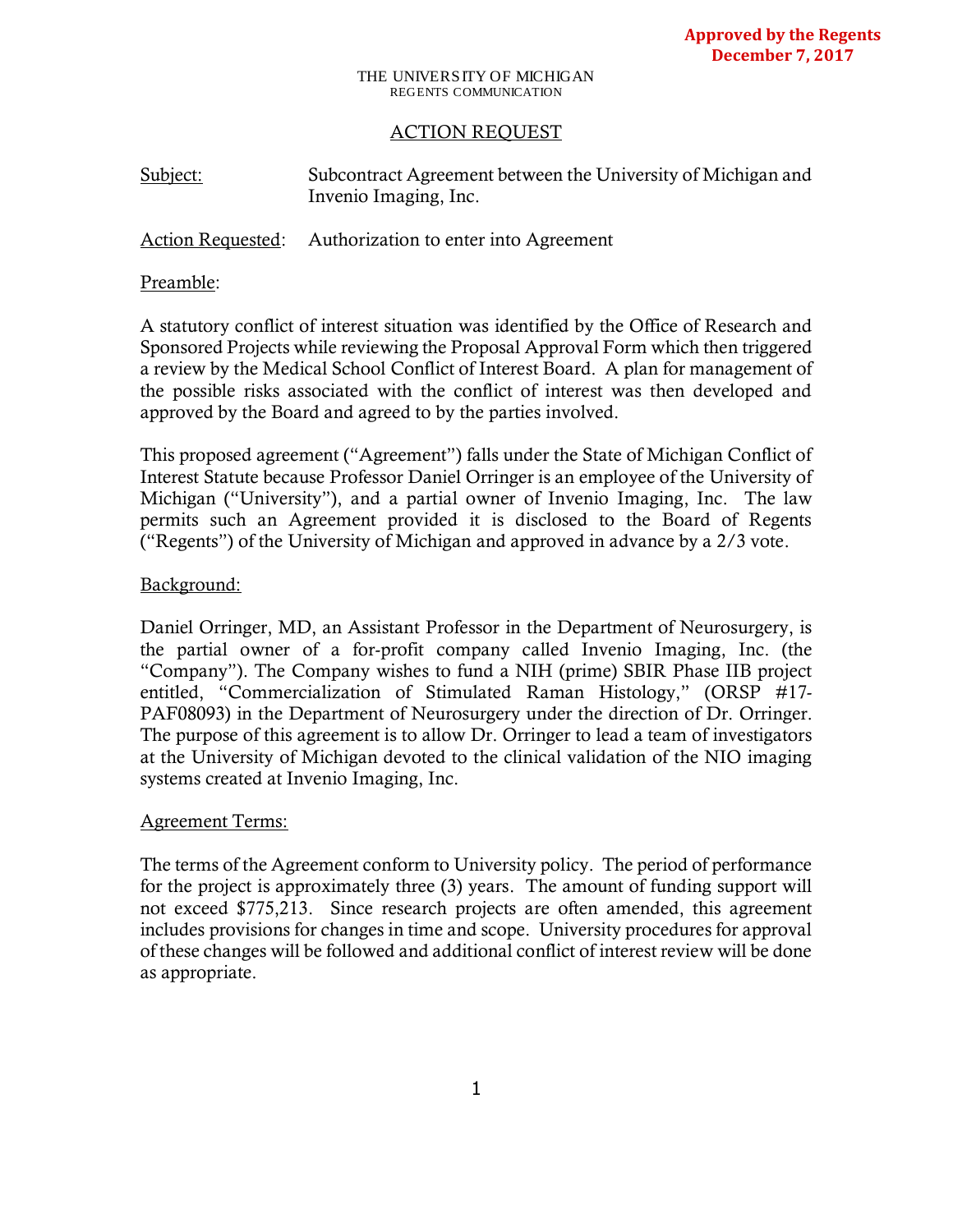**Approved by the Regents**
**December 7, 2017**

THE UNIVERSITY OF MICHIGAN
REGENTS COMMUNICATION

## ACTION REQUEST

Subject: Subcontract Agreement between the University of Michigan and Invenio Imaging, Inc.

Action Requested: Authorization to enter into Agreement

Preamble:

A statutory conflict of interest situation was identified by the Office of Research and Sponsored Projects while reviewing the Proposal Approval Form which then triggered a review by the Medical School Conflict of Interest Board. A plan for management of the possible risks associated with the conflict of interest was then developed and approved by the Board and agreed to by the parties involved.

This proposed agreement ("Agreement") falls under the State of Michigan Conflict of Interest Statute because Professor Daniel Orringer is an employee of the University of Michigan ("University"), and a partial owner of Invenio Imaging, Inc. The law permits such an Agreement provided it is disclosed to the Board of Regents ("Regents") of the University of Michigan and approved in advance by a 2/3 vote.

Background:

Daniel Orringer, MD, an Assistant Professor in the Department of Neurosurgery, is the partial owner of a for-profit company called Invenio Imaging, Inc. (the "Company"). The Company wishes to fund a NIH (prime) SBIR Phase IIB project entitled, "Commercialization of Stimulated Raman Histology," (ORSP #17-PAF08093) in the Department of Neurosurgery under the direction of Dr. Orringer. The purpose of this agreement is to allow Dr. Orringer to lead a team of investigators at the University of Michigan devoted to the clinical validation of the NIO imaging systems created at Invenio Imaging, Inc.

Agreement Terms:

The terms of the Agreement conform to University policy. The period of performance for the project is approximately three (3) years. The amount of funding support will not exceed $775,213. Since research projects are often amended, this agreement includes provisions for changes in time and scope. University procedures for approval of these changes will be followed and additional conflict of interest review will be done as appropriate.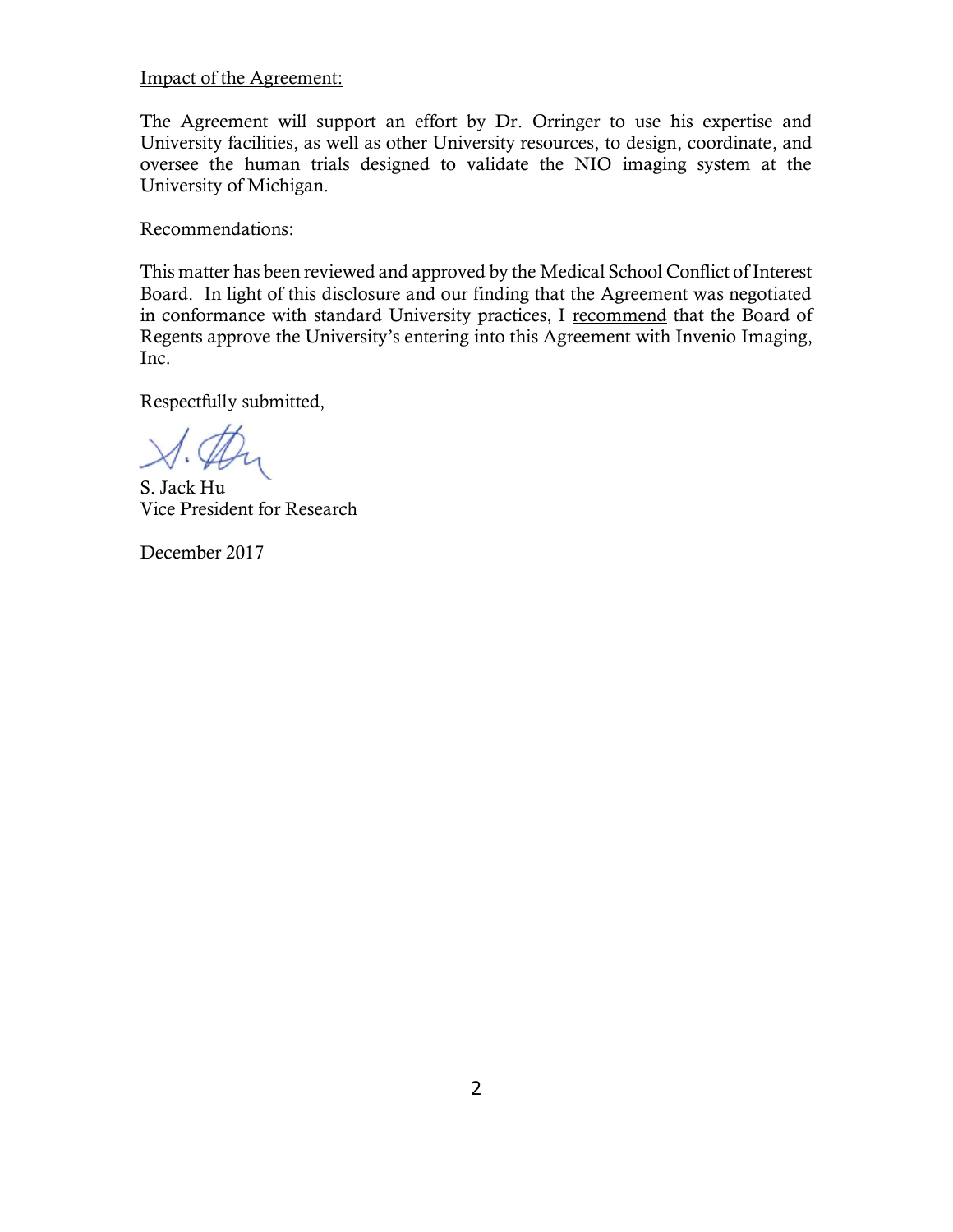Impact of the Agreement:

The Agreement will support an effort by Dr. Orringer to use his expertise and University facilities, as well as other University resources, to design, coordinate, and oversee the human trials designed to validate the NIO imaging system at the University of Michigan.

Recommendations:

This matter has been reviewed and approved by the Medical School Conflict of Interest Board. In light of this disclosure and our finding that the Agreement was negotiated in conformance with standard University practices, I recommend that the Board of Regents approve the University's entering into this Agreement with Invenio Imaging, Inc.

Respectfully submitted,

S. Jack Hu
Vice President for Research

December 2017